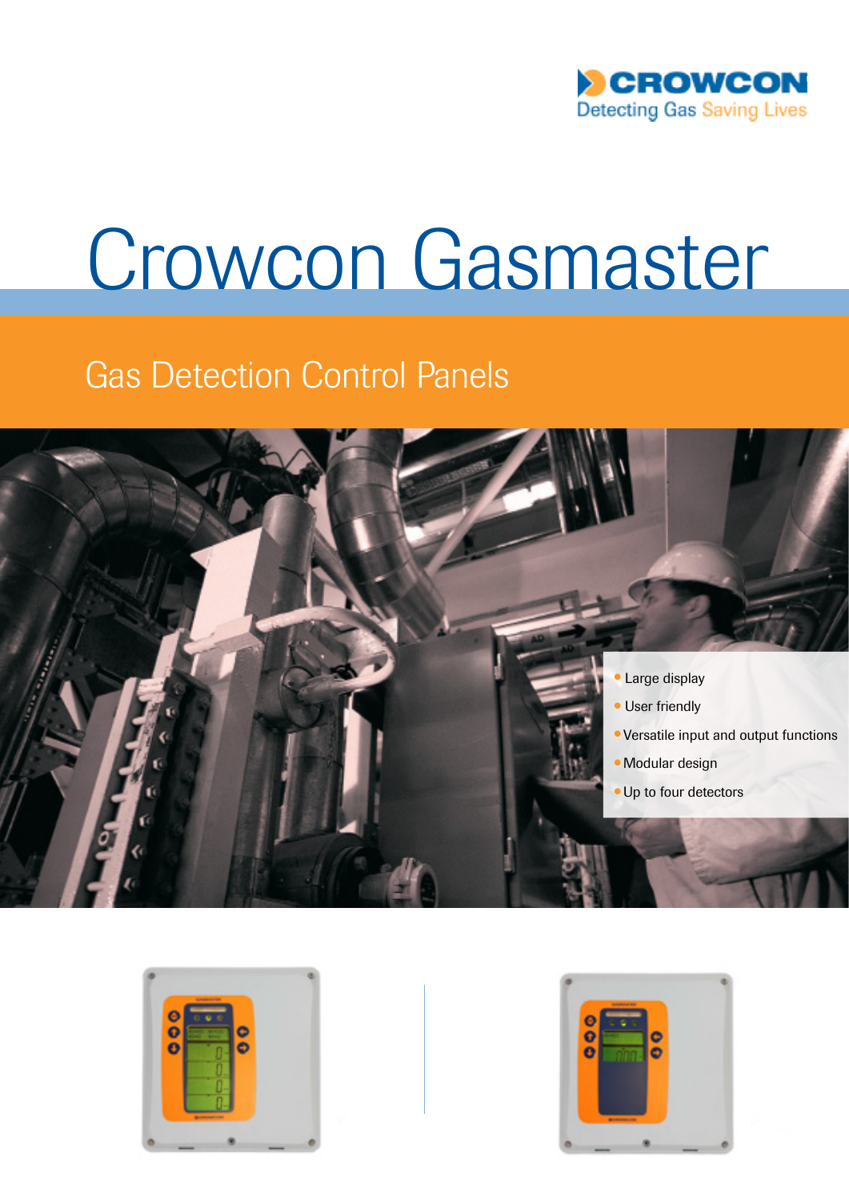CROWCON

Detecting Gas Saving Lives

# Crowcon Gasmaster

## Gas Detection Control Panels

- Large display
- User friendly
- Versatile input and output functions
- Modular design
- Up to four detectors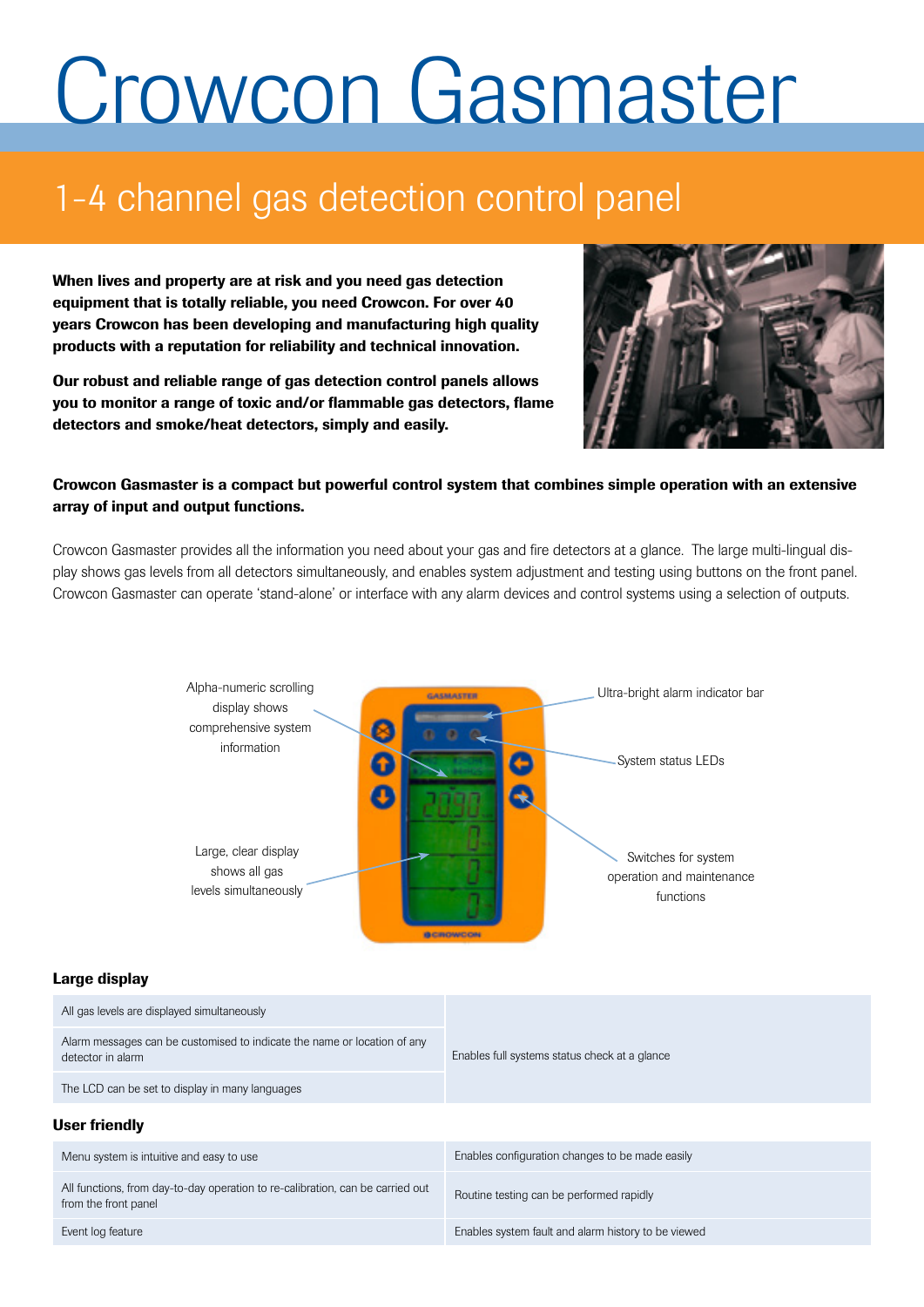# Crowcon Gasmaster

## 1-4 channel gas detection control panel

**When lives and property are at risk and you need gas detection equipment that is totally reliable, you need Crowcon. For over 40 years Crowcon has been developing and manufacturing high quality products with a reputation for reliability and technical innovation.**

**Our robust and reliable range of gas detection control panels allows you to monitor a range of toxic and/or flammable gas detectors, flame detectors and smoke/heat detectors, simply and easily.**

**Crowcon Gasmaster is a compact but powerful control system that combines simple operation with an extensive array of input and output functions.**

Crowcon Gasmaster provides all the information you need about your gas and fire detectors at a glance. The large multi-lingual display shows gas levels from all detectors simultaneously, and enables system adjustment and testing using buttons on the front panel. Crowcon Gasmaster can operate 'stand-alone' or interface with any alarm devices and control systems using a selection of outputs.

Alpha-numeric scrolling display shows comprehensive system information

Ultra-bright alarm indicator bar

System status LEDs

Switches for system operation and maintenance functions

Large, clear display shows all gas levels simultaneously

### Large display

| | |
|---|---|
| All gas levels are displayed simultaneously | Enables full systems status check at a glance |
| Alarm messages can be customised to indicate the name or location of any detector in alarm | |
| The LCD can be set to display in many languages | |

### User friendly

| | |
|---|---|
| Menu system is intuitive and easy to use | Enables configuration changes to be made easily |
| All functions, from day-to-day operation to re-calibration, can be carried out from the front panel | Routine testing can be performed rapidly |
| Event log feature | Enables system fault and alarm history to be viewed |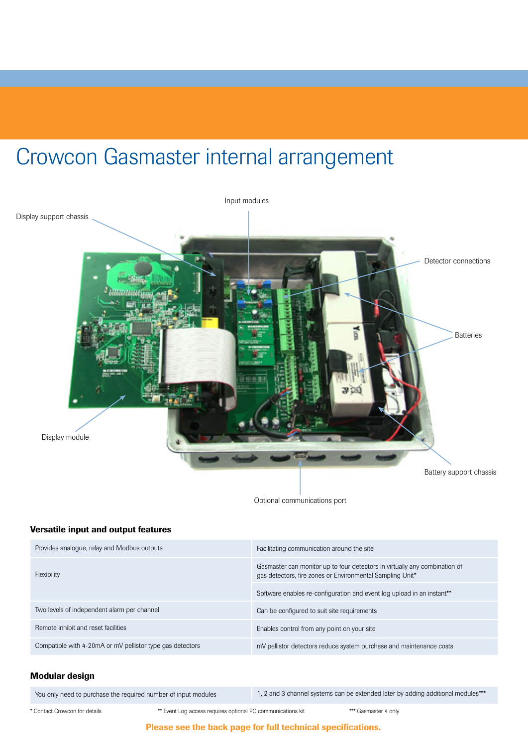# Crowcon Gasmaster internal arrangement

Display support chassis

Input modules

Detector connections

Batteries

Display module

Battery support chassis

Optional communications port

### Versatile input and output features

| | |
|---|---|
| Provides analogue, relay and Modbus outputs | Facilitating communication around the site |
| Flexibility | Gasmaster can monitor up to four detectors in virtually any combination of gas detectors, fire zones or Environmental Sampling Unit* |
| | Software enables re-configuration and event log upload in an instant** |
| Two levels of independent alarm per channel | Can be configured to suit site requirements |
| Remote inhibit and reset facilities | Enables control from any point on your site |
| Compatible with 4-20mA or mV pellistor type gas detectors | mV pellistor detectors reduce system purchase and maintenance costs |

### Modular design

| | |
|---|---|
| You only need to purchase the required number of input modules | 1, 2 and 3 channel systems can be extended later by adding additional modules*** |

\* Contact Crowcon for details  ** Event Log access requires optional PC communications kit  *** Gasmaster 4 only

**Please see the back page for full technical specifications.**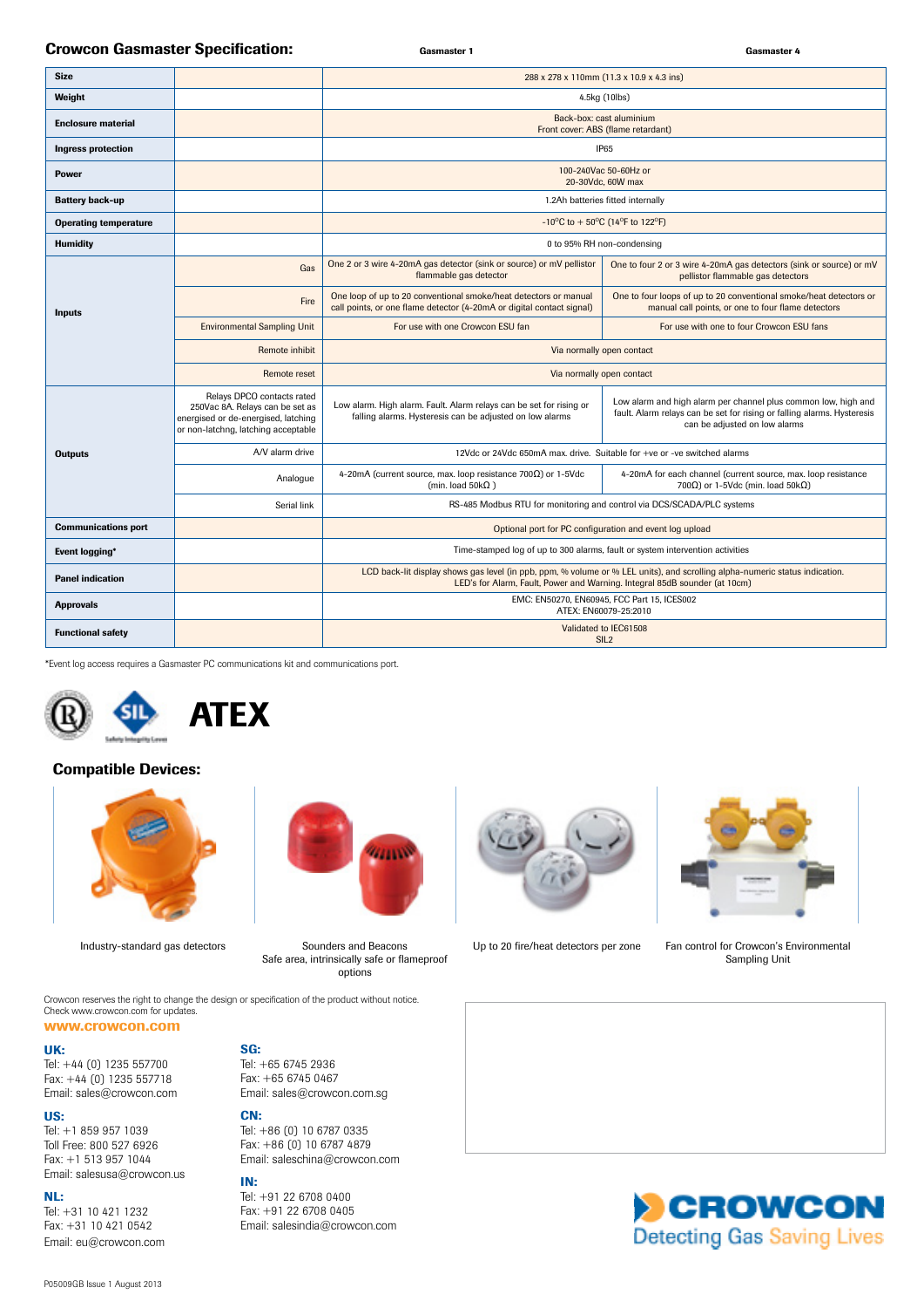## Crowcon Gasmaster Specification:

| | | Gasmaster 1 | Gasmaster 4 |
|---|---|---|---|
| **Size** | | 288 x 278 x 110mm (11.3 x 10.9 x 4.3 ins) | |
| **Weight** | | 4.5kg (10lbs) | |
| **Enclosure material** | | Back-box: cast aluminium<br>Front cover: ABS (flame retardant) | |
| **Ingress protection** | | IP65 | |
| **Power** | | 100-240Vac 50-60Hz or<br>20-30Vdc, 60W max | |
| **Battery back-up** | | 1.2Ah batteries fitted internally | |
| **Operating temperature** | | -10°C to + 50°C (14°F to 122°F) | |
| **Humidity** | | 0 to 95% RH non-condensing | |
| **Inputs** | Gas | One 2 or 3 wire 4-20mA gas detector (sink or source) or mV pellistor flammable gas detector | One to four 2 or 3 wire 4-20mA gas detectors (sink or source) or mV pellistor flammable gas detectors |
| | Fire | One loop of up to 20 conventional smoke/heat detectors or manual call points, or one flame detector (4-20mA or digital contact signal) | One to four loops of up to 20 conventional smoke/heat detectors or manual call points, or one to four flame detectors |
| | Environmental Sampling Unit | For use with one Crowcon ESU fan | For use with one to four Crowcon ESU fans |
| | Remote inhibit | Via normally open contact | |
| | Remote reset | Via normally open contact | |
| **Outputs** | Relays DPCO contacts rated 250Vac 8A. Relays can be set as energised or de-energised, latching or non-latchng, latching acceptable | Low alarm. High alarm. Fault. Alarm relays can be set for rising or falling alarms. Hysteresis can be adjusted on low alarms | Low alarm and high alarm per channel plus common low, high and fault. Alarm relays can be set for rising or falling alarms. Hysteresis can be adjusted on low alarms |
| | A/V alarm drive | 12Vdc or 24Vdc 650mA max. drive. Suitable for +ve or -ve switched alarms | |
| | Analogue | 4-20mA (current source, max. loop resistance 700Ω) or 1-5Vdc (min. load 50kΩ ) | 4-20mA for each channel (current source, max. loop resistance 700Ω) or 1-5Vdc (min. load 50kΩ) |
| | Serial link | RS-485 Modbus RTU for monitoring and control via DCS/SCADA/PLC systems | |
| **Communications port** | | Optional port for PC configuration and event log upload | |
| **Event logging*** | | Time-stamped log of up to 300 alarms, fault or system intervention activities | |
| **Panel indication** | | LCD back-lit display shows gas level (in ppb, ppm, % volume or % LEL units), and scrolling alpha-numeric status indication. LED's for Alarm, Fault, Power and Warning. Integral 85dB sounder (at 10cm) | |
| **Approvals** | | EMC: EN50270, EN60945, FCC Part 15, ICES002<br>ATEX: EN60079-25:2010 | |
| **Functional safety** | | Validated to IEC61508<br>SIL2 | |

*Event log access requires a Gasmaster PC communications kit and communications port.

ATEX

## Compatible Devices:

Industry-standard gas detectors

Sounders and Beacons
Safe area, intrinsically safe or flameproof options

Up to 20 fire/heat detectors per zone

Fan control for Crowcon's Environmental Sampling Unit

Crowcon reserves the right to change the design or specification of the product without notice.
Check www.crowcon.com for updates.

**www.crowcon.com**

**UK:**
Tel: +44 (0) 1235 557700
Fax: +44 (0) 1235 557718
Email: sales@crowcon.com

**US:**
Tel: +1 859 957 1039
Toll Free: 800 527 6926
Fax: +1 513 957 1044
Email: salesusa@crowcon.us

**NL:**
Tel: +31 10 421 1232
Fax: +31 10 421 0542
Email: eu@crowcon.com

**SG:**
Tel: +65 6745 2936
Fax: +65 6745 0467
Email: sales@crowcon.com.sg

**CN:**
Tel: +86 (0) 10 6787 0335
Fax: +86 (0) 10 6787 4879
Email: saleschina@crowcon.com

**IN:**
Tel: +91 22 6708 0400
Fax: +91 22 6708 0405
Email: salesindia@crowcon.com

CROWCON
Detecting Gas Saving Lives

P05009GB Issue 1 August 2013